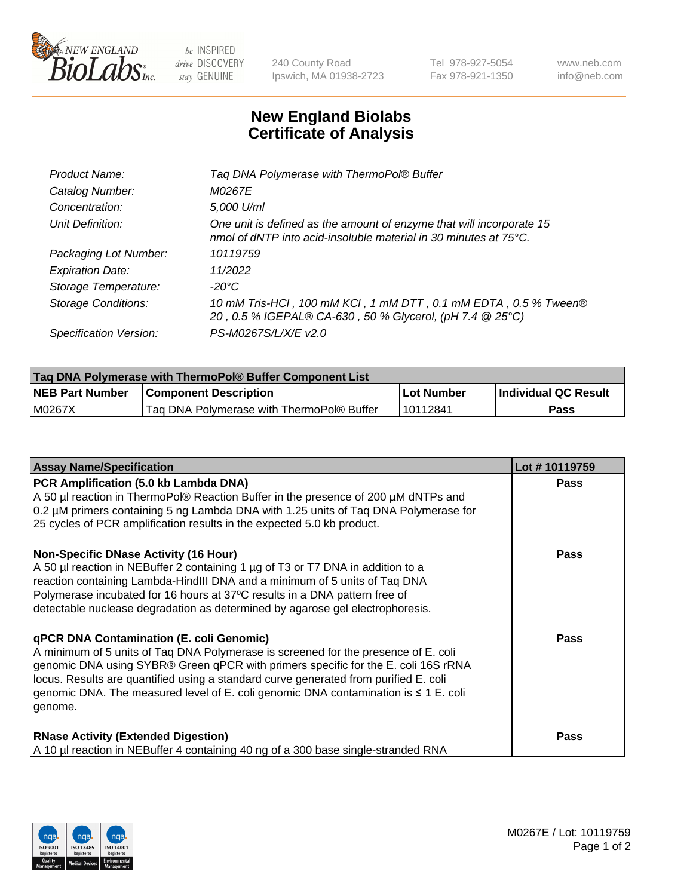# New England Biolabs Certificate of Analysis

| | |
|---|---|
| *Product Name:* | *Taq DNA Polymerase with ThermoPol® Buffer* |
| *Catalog Number:* | *M0267E* |
| *Concentration:* | *5,000 U/ml* |
| *Unit Definition:* | *One unit is defined as the amount of enzyme that will incorporate 15 nmol of dNTP into acid-insoluble material in 30 minutes at 75°C.* |
| *Packaging Lot Number:* | *10119759* |
| *Expiration Date:* | *11/2022* |
| *Storage Temperature:* | *-20°C* |
| *Storage Conditions:* | *10 mM Tris-HCl , 100 mM KCl , 1 mM DTT , 0.1 mM EDTA , 0.5 % Tween® 20 , 0.5 % IGEPAL® CA-630 , 50 % Glycerol, (pH 7.4 @ 25°C)* |
| *Specification Version:* | *PS-M0267S/L/X/E v2.0* |

| Taq DNA Polymerase with ThermoPol® Buffer Component List | | | |
|---|---|---|---|
| **NEB Part Number** | **Component Description** | **Lot Number** | **Individual QC Result** |
| M0267X | Taq DNA Polymerase with ThermoPol® Buffer | 10112841 | **Pass** |

| Assay Name/Specification | Lot # 10119759 |
|---|---|
| **PCR Amplification (5.0 kb Lambda DNA)**<br>A 50 µl reaction in ThermoPol® Reaction Buffer in the presence of 200 µM dNTPs and 0.2 µM primers containing 5 ng Lambda DNA with 1.25 units of Taq DNA Polymerase for 25 cycles of PCR amplification results in the expected 5.0 kb product. | **Pass** |
| **Non-Specific DNase Activity (16 Hour)**<br>A 50 µl reaction in NEBuffer 2 containing 1 µg of T3 or T7 DNA in addition to a reaction containing Lambda-HindIII DNA and a minimum of 5 units of Taq DNA Polymerase incubated for 16 hours at 37ºC results in a DNA pattern free of detectable nuclease degradation as determined by agarose gel electrophoresis. | **Pass** |
| **qPCR DNA Contamination (E. coli Genomic)**<br>A minimum of 5 units of Taq DNA Polymerase is screened for the presence of E. coli genomic DNA using SYBR® Green qPCR with primers specific for the E. coli 16S rRNA locus. Results are quantified using a standard curve generated from purified E. coli genomic DNA. The measured level of E. coli genomic DNA contamination is ≤ 1 E. coli genome. | **Pass** |
| **RNase Activity (Extended Digestion)**<br>A 10 µl reaction in NEBuffer 4 containing 40 ng of a 300 base single-stranded RNA | **Pass** |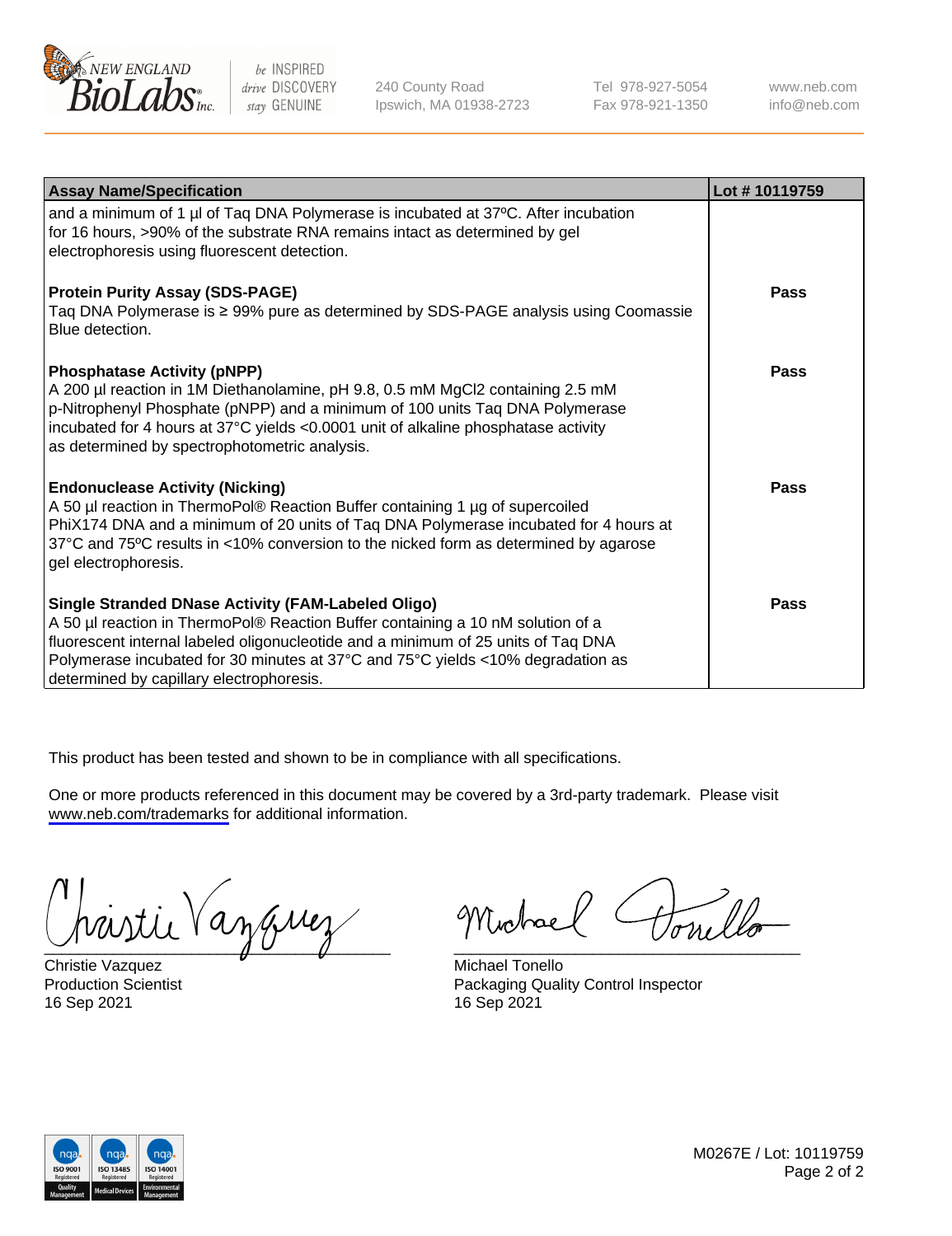| Assay Name/Specification | Lot # 10119759 |
|---|---|
| and a minimum of 1 µl of Taq DNA Polymerase is incubated at 37ºC. After incubation for 16 hours, >90% of the substrate RNA remains intact as determined by gel electrophoresis using fluorescent detection. | |
| **Protein Purity Assay (SDS-PAGE)**<br>Taq DNA Polymerase is ≥ 99% pure as determined by SDS-PAGE analysis using Coomassie Blue detection. | **Pass** |
| **Phosphatase Activity (pNPP)**<br>A 200 µl reaction in 1M Diethanolamine, pH 9.8, 0.5 mM $MgCl_2$ containing 2.5 mM p-Nitrophenyl Phosphate (pNPP) and a minimum of 100 units Taq DNA Polymerase incubated for 4 hours at 37°C yields <0.0001 unit of alkaline phosphatase activity as determined by spectrophotometric analysis. | **Pass** |
| **Endonuclease Activity (Nicking)**<br>A 50 µl reaction in ThermoPol® Reaction Buffer containing 1 µg of supercoiled PhiX174 DNA and a minimum of 20 units of Taq DNA Polymerase incubated for 4 hours at 37°C and 75ºC results in <10% conversion to the nicked form as determined by agarose gel electrophoresis. | **Pass** |
| **Single Stranded DNase Activity (FAM-Labeled Oligo)**<br>A 50 µl reaction in ThermoPol® Reaction Buffer containing a 10 nM solution of a fluorescent internal labeled oligonucleotide and a minimum of 25 units of Taq DNA Polymerase incubated for 30 minutes at 37°C and 75°C yields <10% degradation as determined by capillary electrophoresis. | **Pass** |

This product has been tested and shown to be in compliance with all specifications.

One or more products referenced in this document may be covered by a 3rd-party trademark. Please visit www.neb.com/trademarks for additional information.

Christie Vazquez
Production Scientist
16 Sep 2021

Michael Tonello
Packaging Quality Control Inspector
16 Sep 2021

M0267E / Lot: 10119759